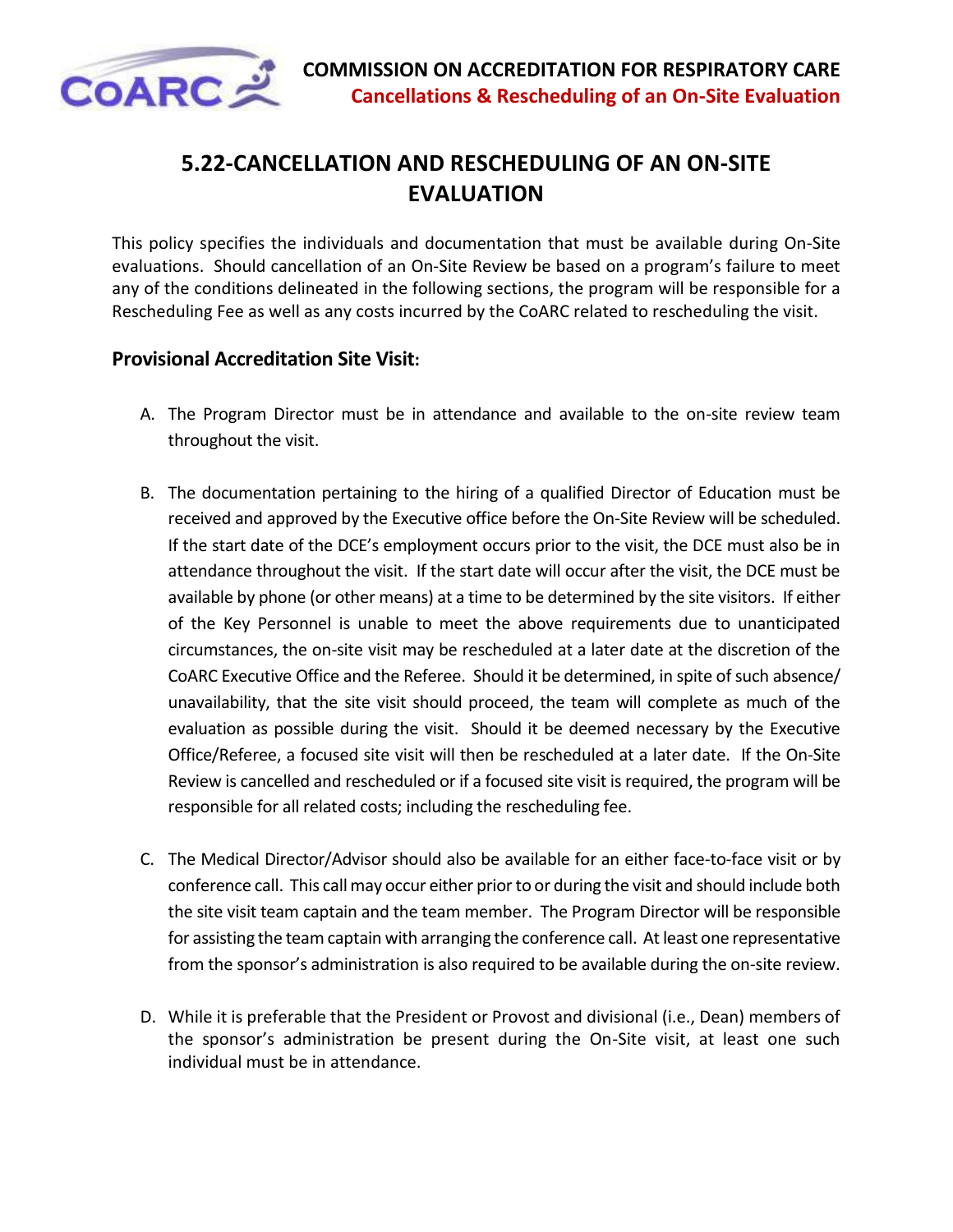# 5.22-CANCELLATION AND RESCHEDULING OF AN ON-SITE EVALUATION

This policy specifies the individuals and documentation that must be available during On-Site evaluations. Should cancellation of an On-Site Review be based on a program's failure to meet any of the conditions delineated in the following sections, the program will be responsible for a Rescheduling Fee as well as any costs incurred by the CoARC related to rescheduling the visit.

## Provisional Accreditation Site Visit:

A. The Program Director must be in attendance and available to the on-site review team throughout the visit.

B. The documentation pertaining to the hiring of a qualified Director of Education must be received and approved by the Executive office before the On-Site Review will be scheduled. If the start date of the DCE's employment occurs prior to the visit, the DCE must also be in attendance throughout the visit. If the start date will occur after the visit, the DCE must be available by phone (or other means) at a time to be determined by the site visitors. If either of the Key Personnel is unable to meet the above requirements due to unanticipated circumstances, the on-site visit may be rescheduled at a later date at the discretion of the CoARC Executive Office and the Referee. Should it be determined, in spite of such absence/ unavailability, that the site visit should proceed, the team will complete as much of the evaluation as possible during the visit. Should it be deemed necessary by the Executive Office/Referee, a focused site visit will then be rescheduled at a later date. If the On-Site Review is cancelled and rescheduled or if a focused site visit is required, the program will be responsible for all related costs; including the rescheduling fee.

C. The Medical Director/Advisor should also be available for an either face-to-face visit or by conference call. This call may occur either prior to or during the visit and should include both the site visit team captain and the team member. The Program Director will be responsible for assisting the team captain with arranging the conference call. At least one representative from the sponsor's administration is also required to be available during the on-site review.

D. While it is preferable that the President or Provost and divisional (i.e., Dean) members of the sponsor's administration be present during the On-Site visit, at least one such individual must be in attendance.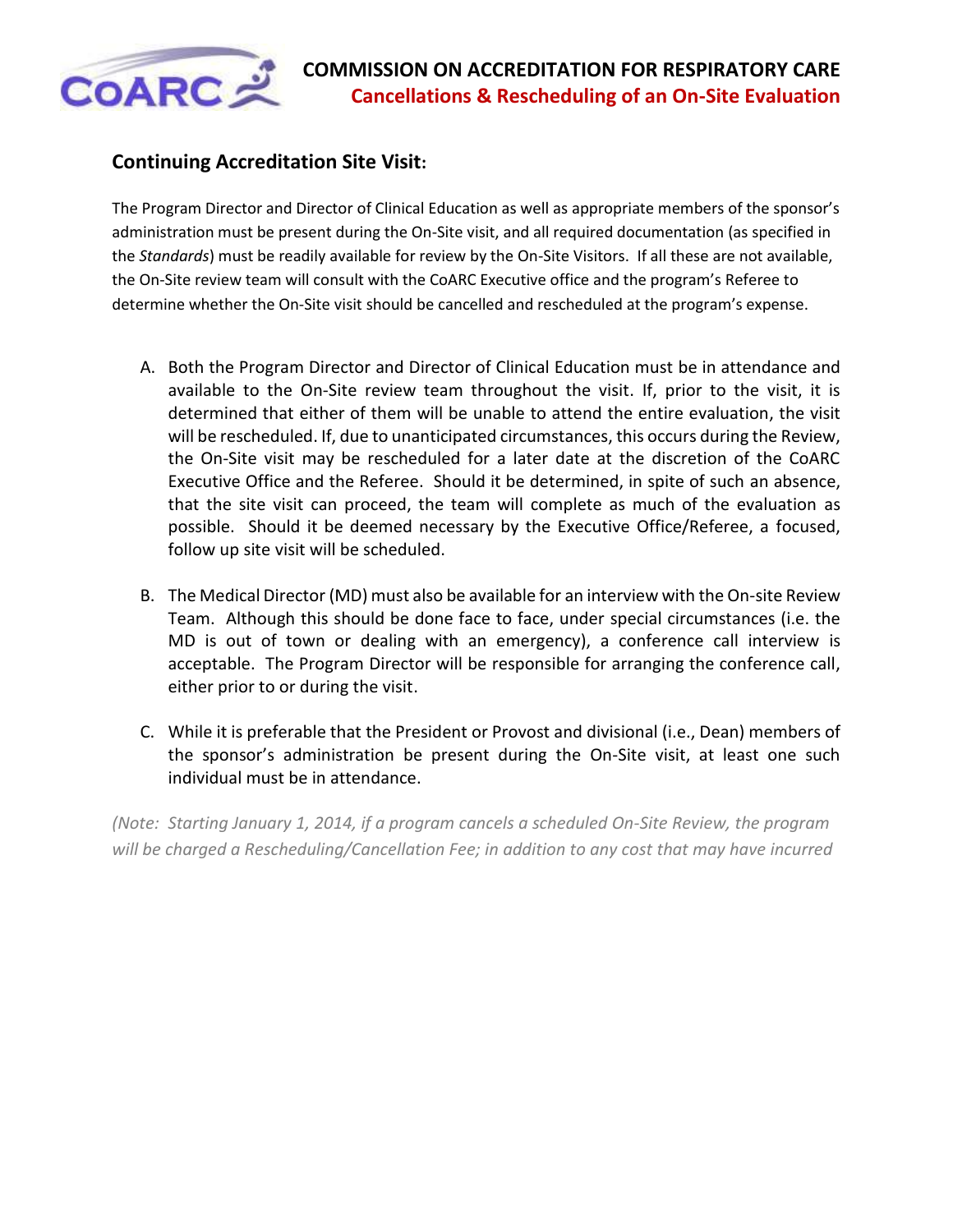## Continuing Accreditation Site Visit:

The Program Director and Director of Clinical Education as well as appropriate members of the sponsor's administration must be present during the On-Site visit, and all required documentation (as specified in the *Standards*) must be readily available for review by the On-Site Visitors. If all these are not available, the On-Site review team will consult with the CoARC Executive office and the program's Referee to determine whether the On-Site visit should be cancelled and rescheduled at the program's expense.

A. Both the Program Director and Director of Clinical Education must be in attendance and available to the On-Site review team throughout the visit. If, prior to the visit, it is determined that either of them will be unable to attend the entire evaluation, the visit will be rescheduled. If, due to unanticipated circumstances, this occurs during the Review, the On-Site visit may be rescheduled for a later date at the discretion of the CoARC Executive Office and the Referee. Should it be determined, in spite of such an absence, that the site visit can proceed, the team will complete as much of the evaluation as possible. Should it be deemed necessary by the Executive Office/Referee, a focused, follow up site visit will be scheduled.

B. The Medical Director (MD) must also be available for an interview with the On-site Review Team. Although this should be done face to face, under special circumstances (i.e. the MD is out of town or dealing with an emergency), a conference call interview is acceptable. The Program Director will be responsible for arranging the conference call, either prior to or during the visit.

C. While it is preferable that the President or Provost and divisional (i.e., Dean) members of the sponsor's administration be present during the On-Site visit, at least one such individual must be in attendance.

*(Note: Starting January 1, 2014, if a program cancels a scheduled On-Site Review, the program will be charged a Rescheduling/Cancellation Fee; in addition to any cost that may have incurred*